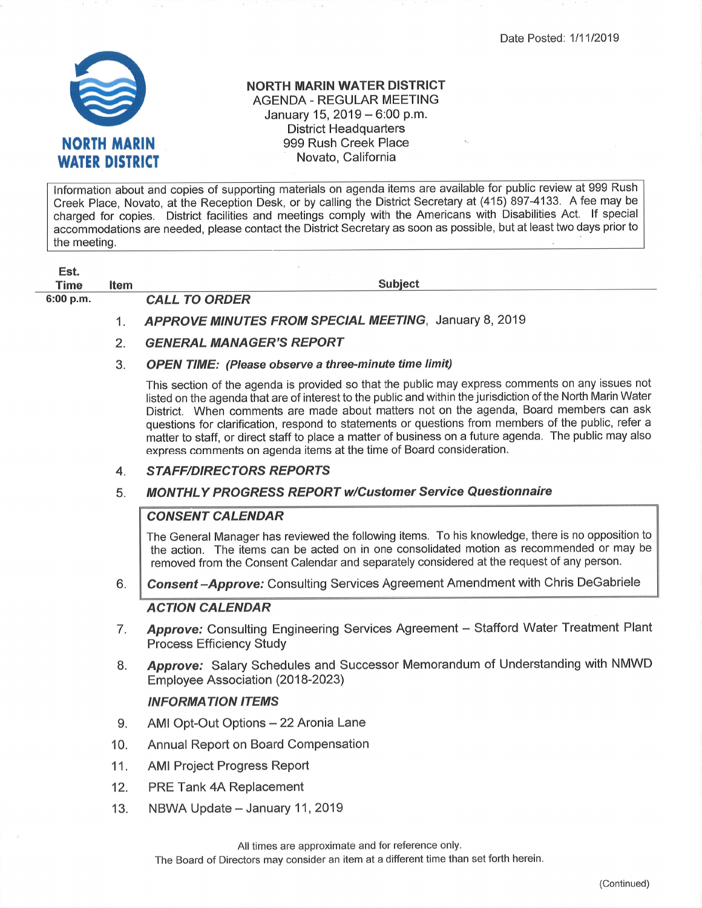Date Posted: 1/11/2019

NORTH MARIN WATER DISTRICT

# NORTH MARIN WATER DISTRICT
## AGENDA - REGULAR MEETING
January 15, 2019 – 6:00 p.m.
District Headquarters
999 Rush Creek Place
Novato, California

Information about and copies of supporting materials on agenda items are available for public review at 999 Rush Creek Place, Novato, at the Reception Desk, or by calling the District Secretary at (415) 897-4133. A fee may be charged for copies. District facilities and meetings comply with the Americans with Disabilities Act. If special accommodations are needed, please contact the District Secretary as soon as possible, but at least two days prior to the meeting.

| Est. Time | Item | Subject |
|---|---|---|
| 6:00 p.m. | | ***CALL TO ORDER*** |
| | 1. | ***APPROVE MINUTES FROM SPECIAL MEETING***, January 8, 2019 |
| | 2. | ***GENERAL MANAGER'S REPORT*** |
| | 3. | ***OPEN TIME: (Please observe a three-minute time limit)*** |
| | | This section of the agenda is provided so that the public may express comments on any issues not listed on the agenda that are of interest to the public and within the jurisdiction of the North Marin Water District. When comments are made about matters not on the agenda, Board members can ask questions for clarification, respond to statements or questions from members of the public, refer a matter to staff, or direct staff to place a matter of business on a future agenda. The public may also express comments on agenda items at the time of Board consideration. |
| | 4. | ***STAFF/DIRECTORS REPORTS*** |
| | 5. | ***MONTHLY PROGRESS REPORT w/Customer Service Questionnaire*** |
| | | ***CONSENT CALENDAR*** |
| | | The General Manager has reviewed the following items. To his knowledge, there is no opposition to the action. The items can be acted on in one consolidated motion as recommended or may be removed from the Consent Calendar and separately considered at the request of any person. |
| | 6. | ***Consent –Approve:*** Consulting Services Agreement Amendment with Chris DeGabriele |
| | | ***ACTION CALENDAR*** |
| | 7. | ***Approve:*** Consulting Engineering Services Agreement – Stafford Water Treatment Plant Process Efficiency Study |
| | 8. | ***Approve:*** Salary Schedules and Successor Memorandum of Understanding with NMWD Employee Association (2018-2023) |
| | | ***INFORMATION ITEMS*** |
| | 9. | AMI Opt-Out Options – 22 Aronia Lane |
| | 10. | Annual Report on Board Compensation |
| | 11. | AMI Project Progress Report |
| | 12. | PRE Tank 4A Replacement |
| | 13. | NBWA Update – January 11, 2019 |

All times are approximate and for reference only.
The Board of Directors may consider an item at a different time than set forth herein.

(Continued)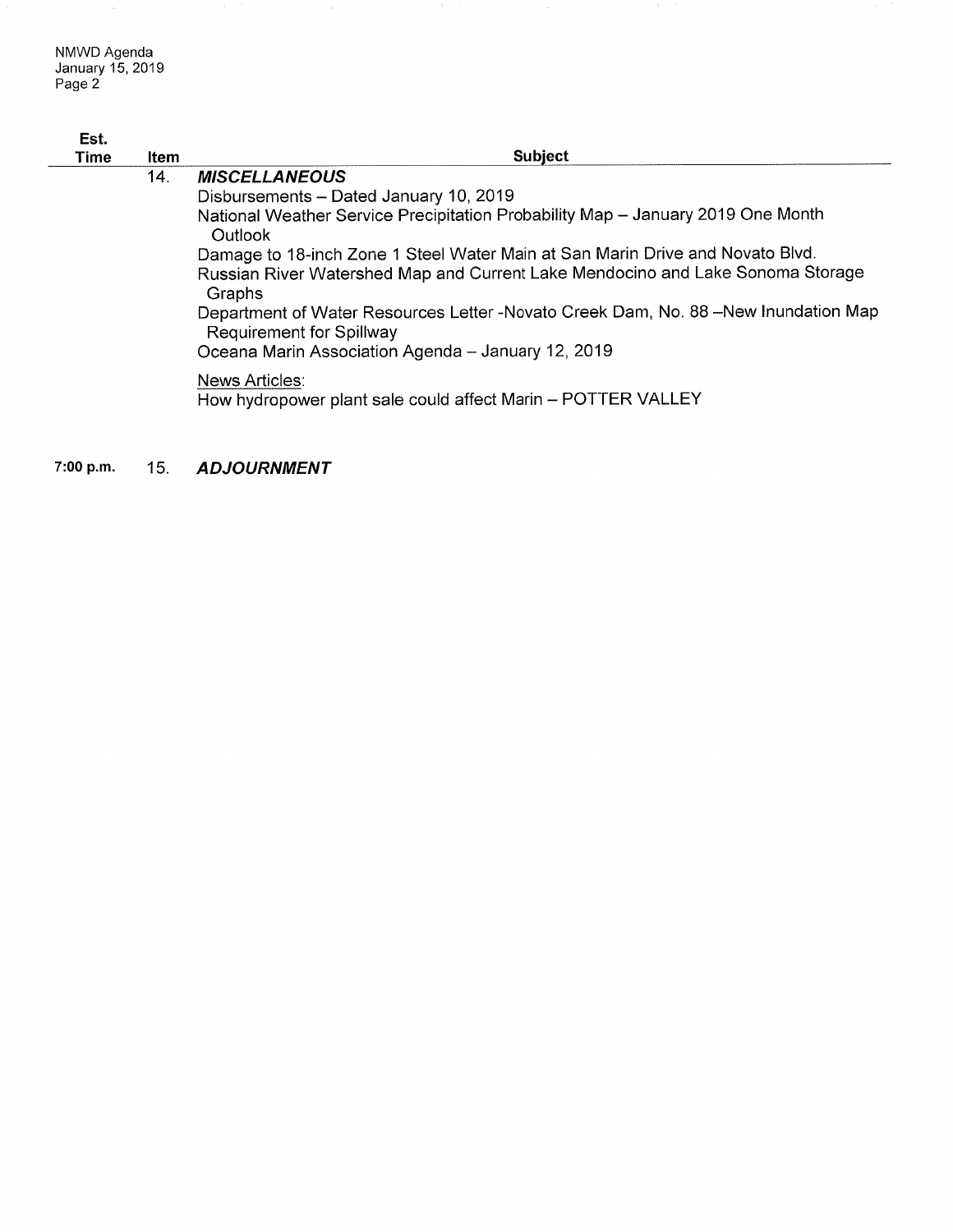| Est. Time | Item | Subject |
|---|---|---|
| | 14. | ***MISCELLANEOUS*** |
| | | Disbursements – Dated January 10, 2019 |
| | | National Weather Service Precipitation Probability Map – January 2019 One Month Outlook |
| | | Damage to 18-inch Zone 1 Steel Water Main at San Marin Drive and Novato Blvd. |
| | | Russian River Watershed Map and Current Lake Mendocino and Lake Sonoma Storage Graphs |
| | | Department of Water Resources Letter -Novato Creek Dam, No. 88 –New Inundation Map Requirement for Spillway |
| | | Oceana Marin Association Agenda – January 12, 2019 |
| | | News Articles: |
| | | How hydropower plant sale could affect Marin – POTTER VALLEY |
| 7:00 p.m. | 15. | ***ADJOURNMENT*** |